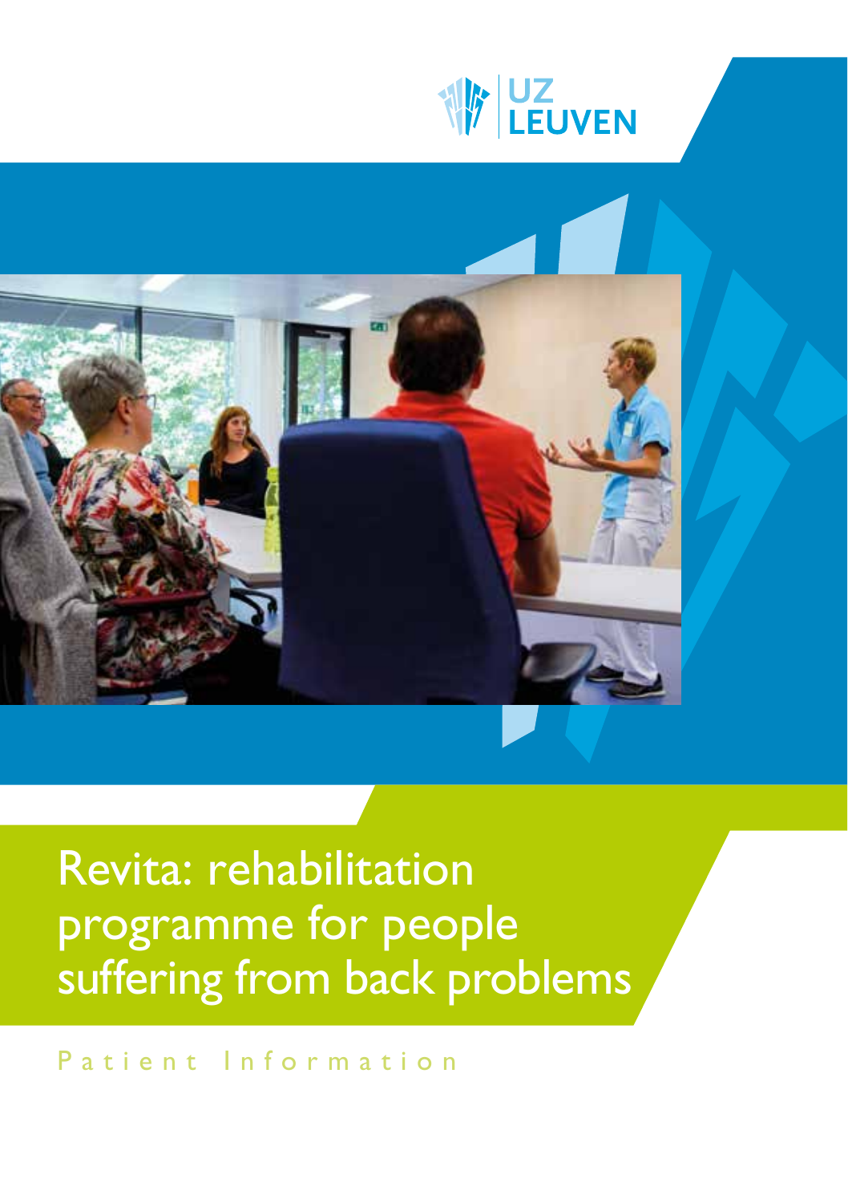UZ LEUVEN

# Revita: rehabilitation programme for people suffering from back problems

Patient Information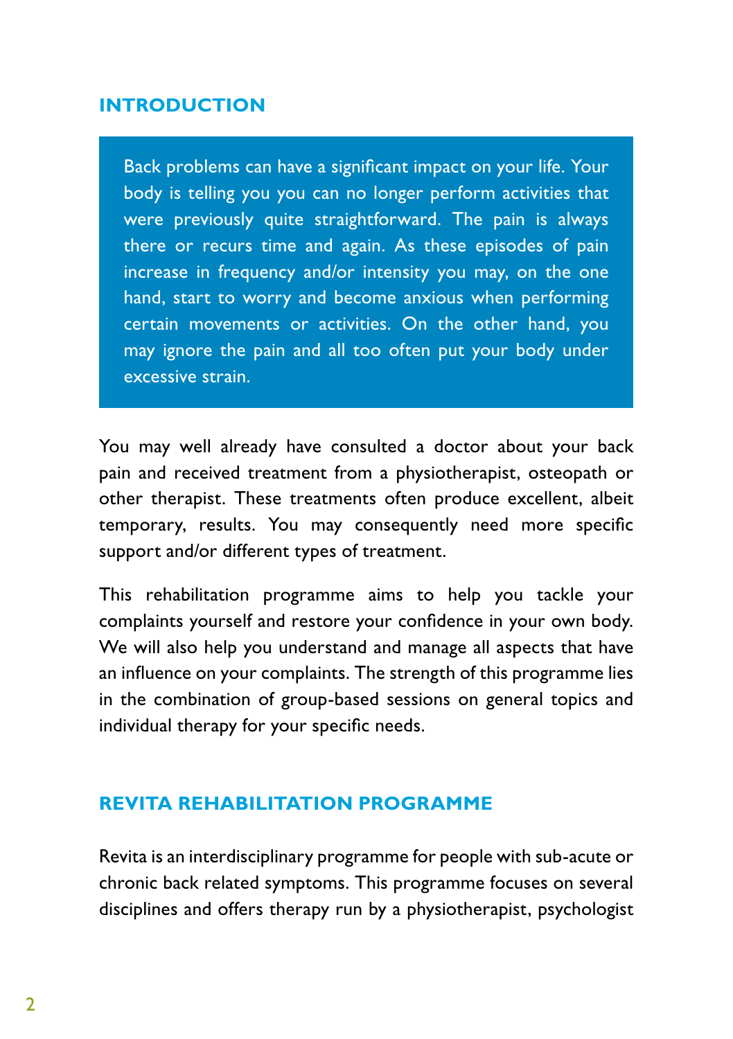## INTRODUCTION

Back problems can have a significant impact on your life. Your body is telling you you can no longer perform activities that were previously quite straightforward. The pain is always there or recurs time and again. As these episodes of pain increase in frequency and/or intensity you may, on the one hand, start to worry and become anxious when performing certain movements or activities. On the other hand, you may ignore the pain and all too often put your body under excessive strain.

You may well already have consulted a doctor about your back pain and received treatment from a physiotherapist, osteopath or other therapist. These treatments often produce excellent, albeit temporary, results. You may consequently need more specific support and/or different types of treatment.

This rehabilitation programme aims to help you tackle your complaints yourself and restore your confidence in your own body. We will also help you understand and manage all aspects that have an influence on your complaints. The strength of this programme lies in the combination of group-based sessions on general topics and individual therapy for your specific needs.

## REVITA REHABILITATION PROGRAMME

Revita is an interdisciplinary programme for people with sub-acute or chronic back related symptoms. This programme focuses on several disciplines and offers therapy run by a physiotherapist, psychologist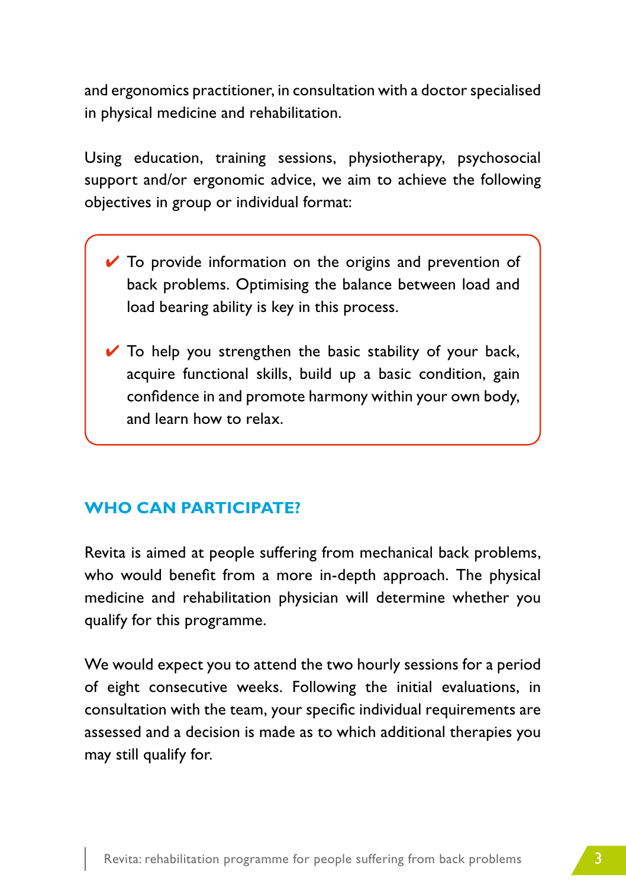and ergonomics practitioner, in consultation with a doctor specialised in physical medicine and rehabilitation.

Using education, training sessions, physiotherapy, psychosocial support and/or ergonomic advice, we aim to achieve the following objectives in group or individual format:

- ✔ To provide information on the origins and prevention of back problems. Optimising the balance between load and load bearing ability is key in this process.
- ✔ To help you strengthen the basic stability of your back, acquire functional skills, build up a basic condition, gain confidence in and promote harmony within your own body, and learn how to relax.

## WHO CAN PARTICIPATE?

Revita is aimed at people suffering from mechanical back problems, who would benefit from a more in-depth approach. The physical medicine and rehabilitation physician will determine whether you qualify for this programme.

We would expect you to attend the two hourly sessions for a period of eight consecutive weeks. Following the initial evaluations, in consultation with the team, your specific individual requirements are assessed and a decision is made as to which additional therapies you may still qualify for.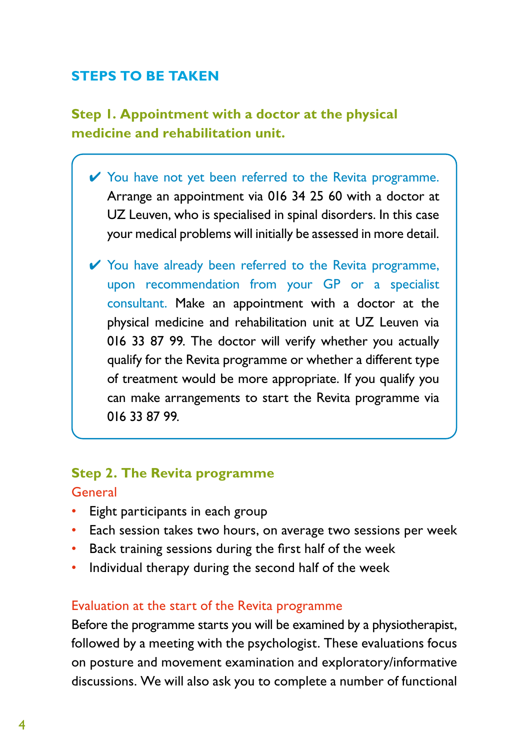## STEPS TO BE TAKEN

### Step 1. Appointment with a doctor at the physical medicine and rehabilitation unit.

- ✔ You have not yet been referred to the Revita programme. Arrange an appointment via 016 34 25 60 with a doctor at UZ Leuven, who is specialised in spinal disorders. In this case your medical problems will initially be assessed in more detail.

- ✔ You have already been referred to the Revita programme, upon recommendation from your GP or a specialist consultant. Make an appointment with a doctor at the physical medicine and rehabilitation unit at UZ Leuven via 016 33 87 99. The doctor will verify whether you actually qualify for the Revita programme or whether a different type of treatment would be more appropriate. If you qualify you can make arrangements to start the Revita programme via 016 33 87 99.

### Step 2. The Revita programme

#### General

- Eight participants in each group
- Each session takes two hours, on average two sessions per week
- Back training sessions during the first half of the week
- Individual therapy during the second half of the week

#### Evaluation at the start of the Revita programme

Before the programme starts you will be examined by a physiotherapist, followed by a meeting with the psychologist. These evaluations focus on posture and movement examination and exploratory/informative discussions. We will also ask you to complete a number of functional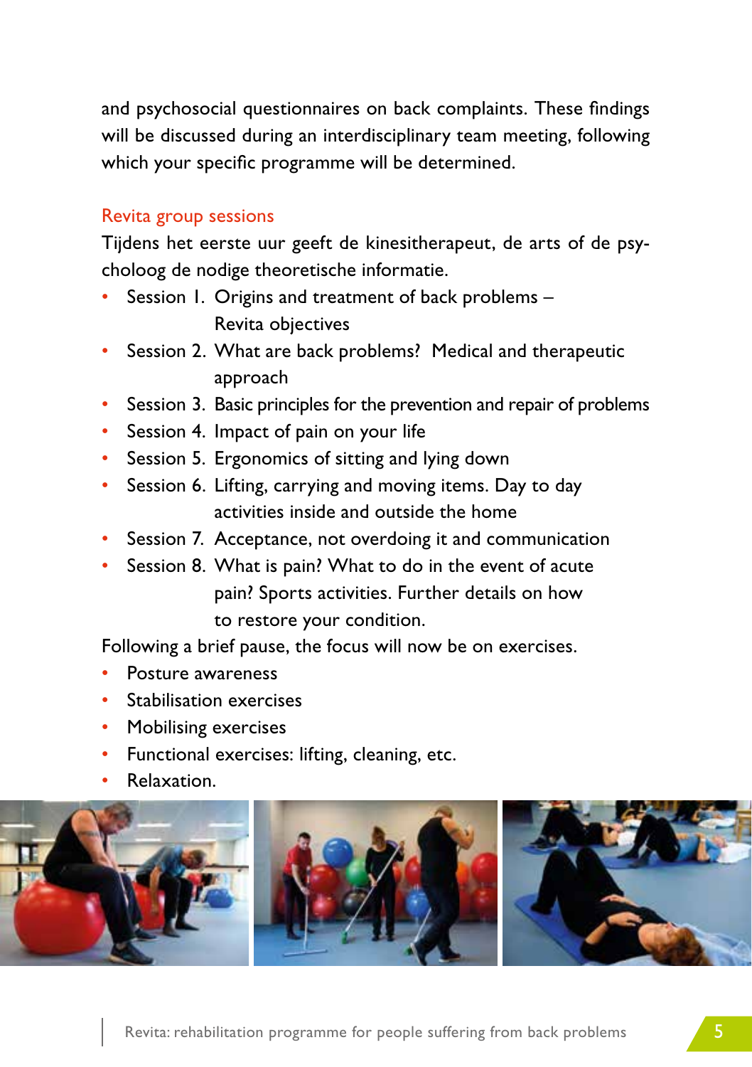and psychosocial questionnaires on back complaints. These findings will be discussed during an interdisciplinary team meeting, following which your specific programme will be determined.

## Revita group sessions

Tijdens het eerste uur geeft de kinesitherapeut, de arts of de psycholoog de nodige theoretische informatie.

- Session 1. Origins and treatment of back problems – Revita objectives
- Session 2. What are back problems? Medical and therapeutic approach
- Session 3. Basic principles for the prevention and repair of problems
- Session 4. Impact of pain on your life
- Session 5. Ergonomics of sitting and lying down
- Session 6. Lifting, carrying and moving items. Day to day activities inside and outside the home
- Session 7. Acceptance, not overdoing it and communication
- Session 8. What is pain? What to do in the event of acute pain? Sports activities. Further details on how to restore your condition.

Following a brief pause, the focus will now be on exercises.

- Posture awareness
- Stabilisation exercises
- Mobilising exercises
- Functional exercises: lifting, cleaning, etc.
- Relaxation.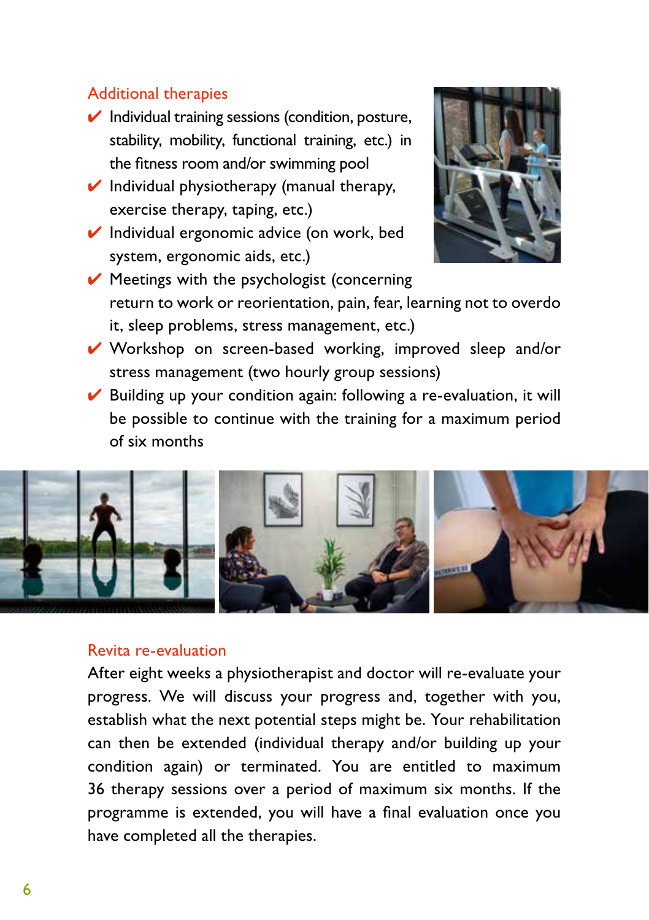## Additional therapies

- ✔ Individual training sessions (condition, posture, stability, mobility, functional training, etc.) in the fitness room and/or swimming pool
- ✔ Individual physiotherapy (manual therapy, exercise therapy, taping, etc.)
- ✔ Individual ergonomic advice (on work, bed system, ergonomic aids, etc.)
- ✔ Meetings with the psychologist (concerning return to work or reorientation, pain, fear, learning not to overdo it, sleep problems, stress management, etc.)
- ✔ Workshop on screen-based working, improved sleep and/or stress management (two hourly group sessions)
- ✔ Building up your condition again: following a re-evaluation, it will be possible to continue with the training for a maximum period of six months

## Revita re-evaluation

After eight weeks a physiotherapist and doctor will re-evaluate your progress. We will discuss your progress and, together with you, establish what the next potential steps might be. Your rehabilitation can then be extended (individual therapy and/or building up your condition again) or terminated. You are entitled to maximum 36 therapy sessions over a period of maximum six months. If the programme is extended, you will have a final evaluation once you have completed all the therapies.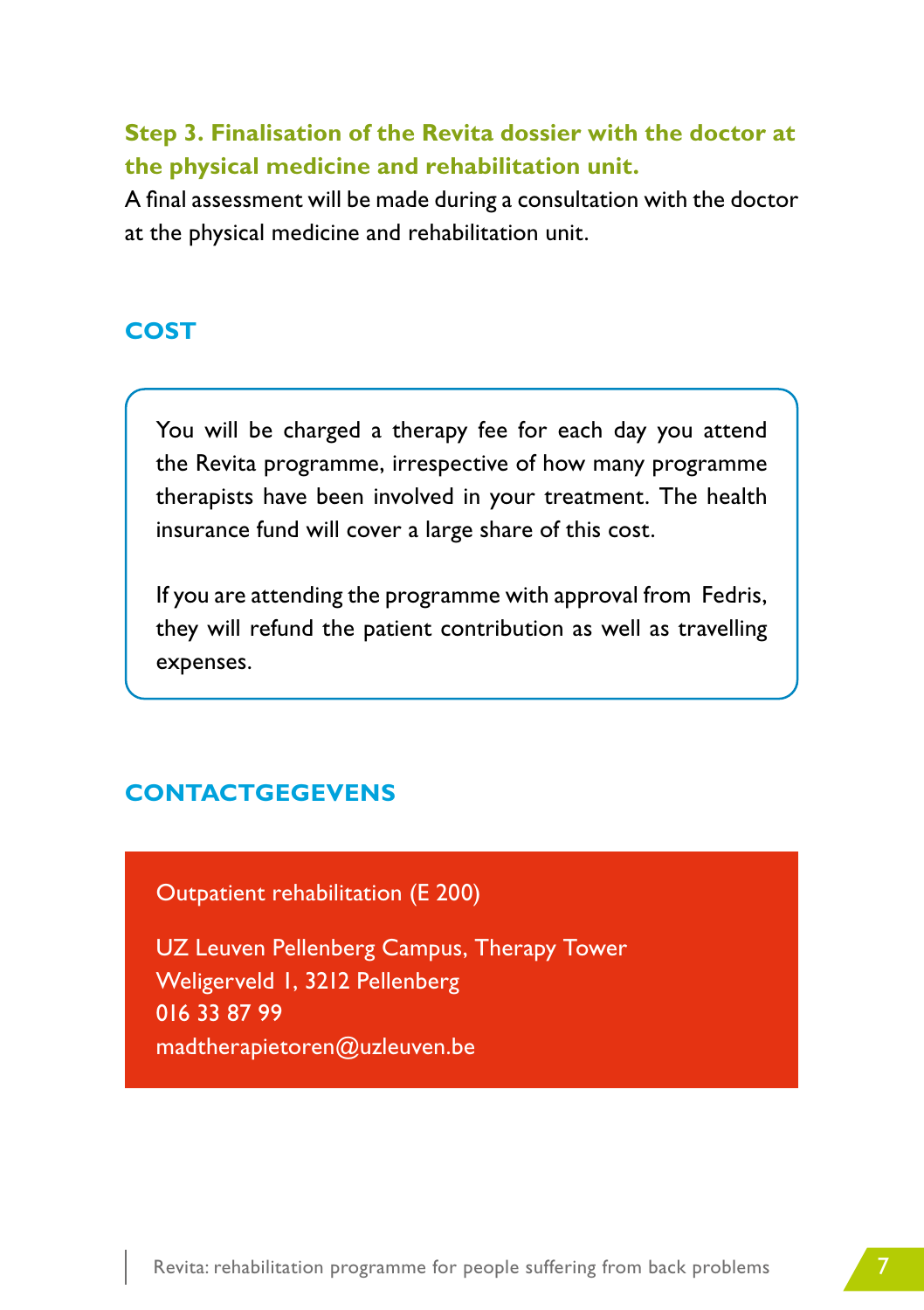**Step 3. Finalisation of the Revita dossier with the doctor at the physical medicine and rehabilitation unit.**

A final assessment will be made during a consultation with the doctor at the physical medicine and rehabilitation unit.

## COST

You will be charged a therapy fee for each day you attend the Revita programme, irrespective of how many programme therapists have been involved in your treatment. The health insurance fund will cover a large share of this cost.

If you are attending the programme with approval from Fedris, they will refund the patient contribution as well as travelling expenses.

## CONTACTGEGEVENS

Outpatient rehabilitation (E 200)

UZ Leuven Pellenberg Campus, Therapy Tower
Weligerveld 1, 3212 Pellenberg
016 33 87 99
madtherapietoren@uzleuven.be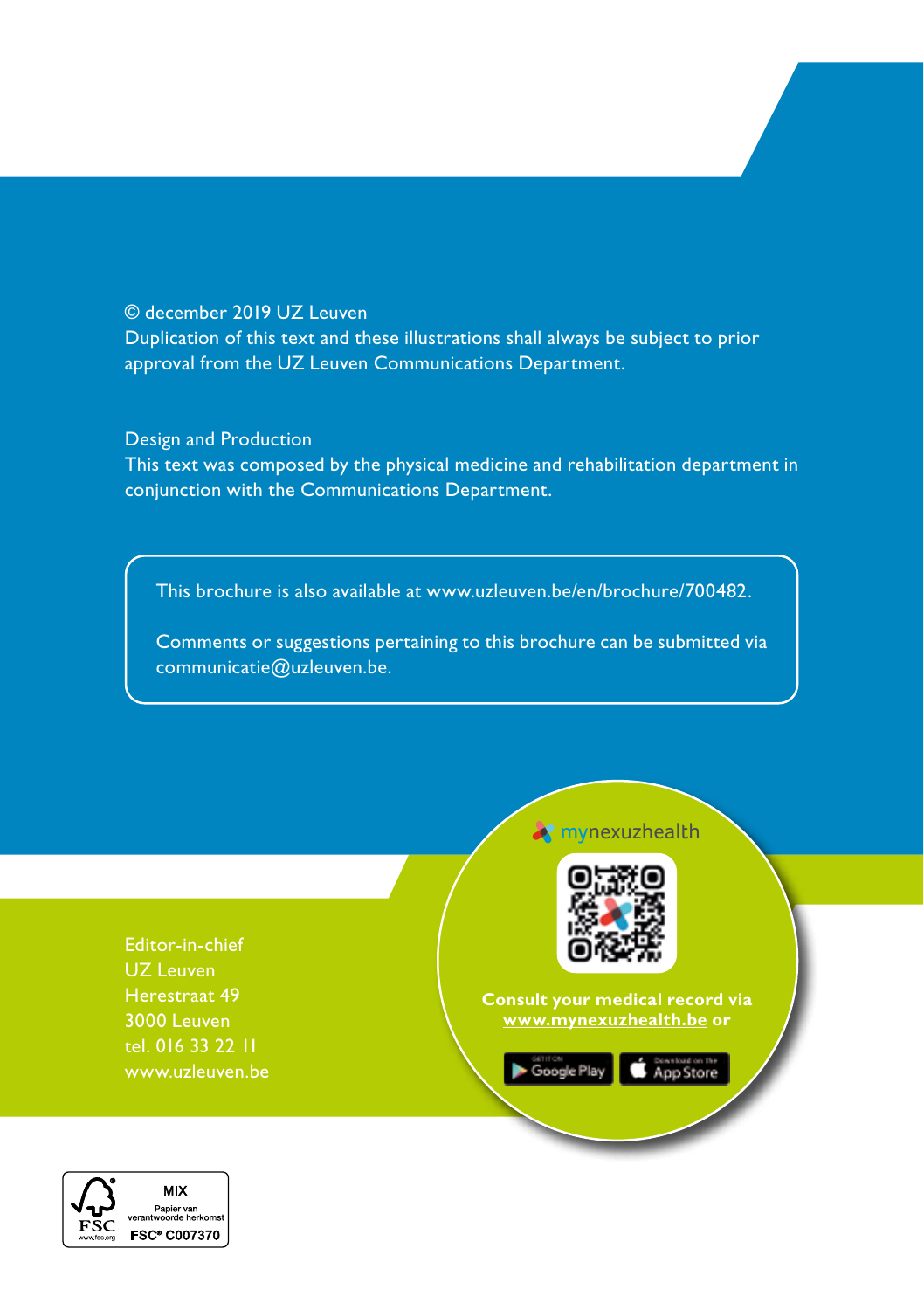© december 2019 UZ Leuven
Duplication of this text and these illustrations shall always be subject to prior approval from the UZ Leuven Communications Department.

Design and Production
This text was composed by the physical medicine and rehabilitation department in conjunction with the Communications Department.

This brochure is also available at www.uzleuven.be/en/brochure/700482.

Comments or suggestions pertaining to this brochure can be submitted via communicatie@uzleuven.be.

mynexuzhealth

**Consult your medical record via www.mynexuzhealth.be or**

Google Play | App Store

Editor-in-chief
UZ Leuven
Herestraat 49
3000 Leuven
tel. 016 33 22 11
www.uzleuven.be

FSC MIX
Papier van verantwoorde herkomst
FSC® C007370
www.fsc.org